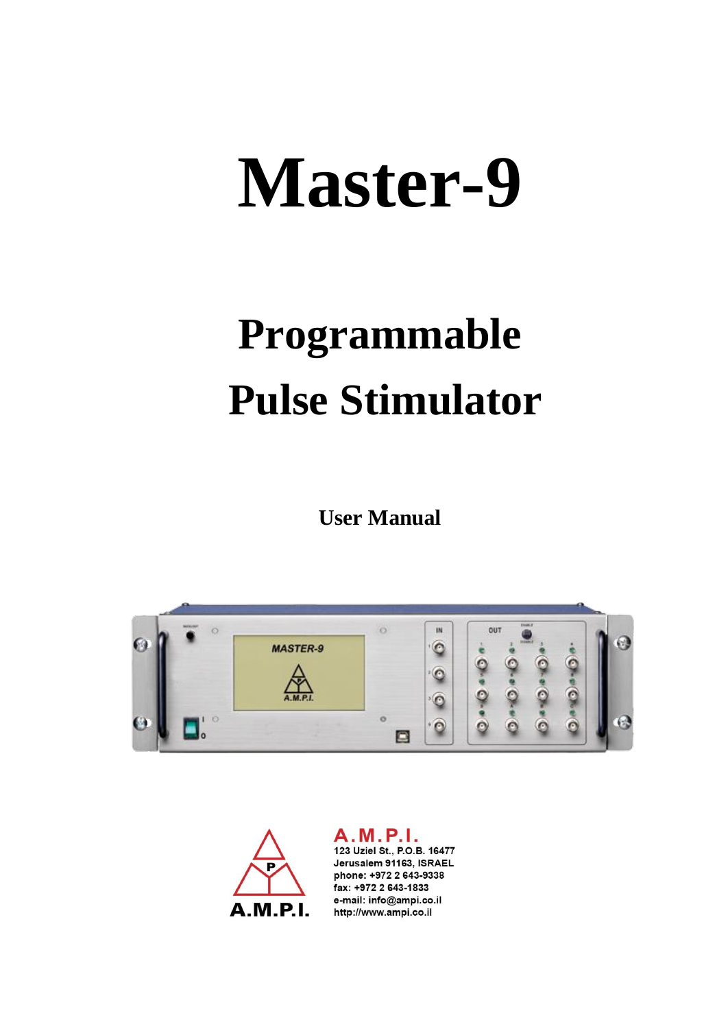# Master-9

## Programmable Pulse Stimulator

**User Manual**

**A.M.P.I.**
123 Uziel St., P.O.B. 16477
Jerusalem 91163, ISRAEL
phone: +972 2 643-9338
fax: +972 2 643-1833
e-mail: info@ampi.co.il
http://www.ampi.co.il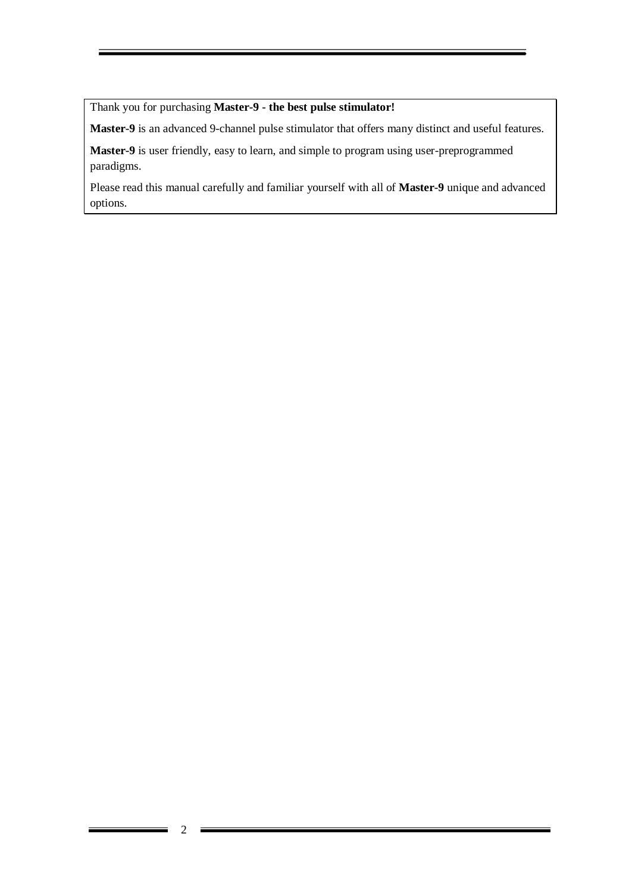Thank you for purchasing **Master-9 - the best pulse stimulator!**

**Master-9** is an advanced 9-channel pulse stimulator that offers many distinct and useful features.

**Master-9** is user friendly, easy to learn, and simple to program using user-preprogrammed paradigms.

Please read this manual carefully and familiar yourself with all of **Master-9** unique and advanced options.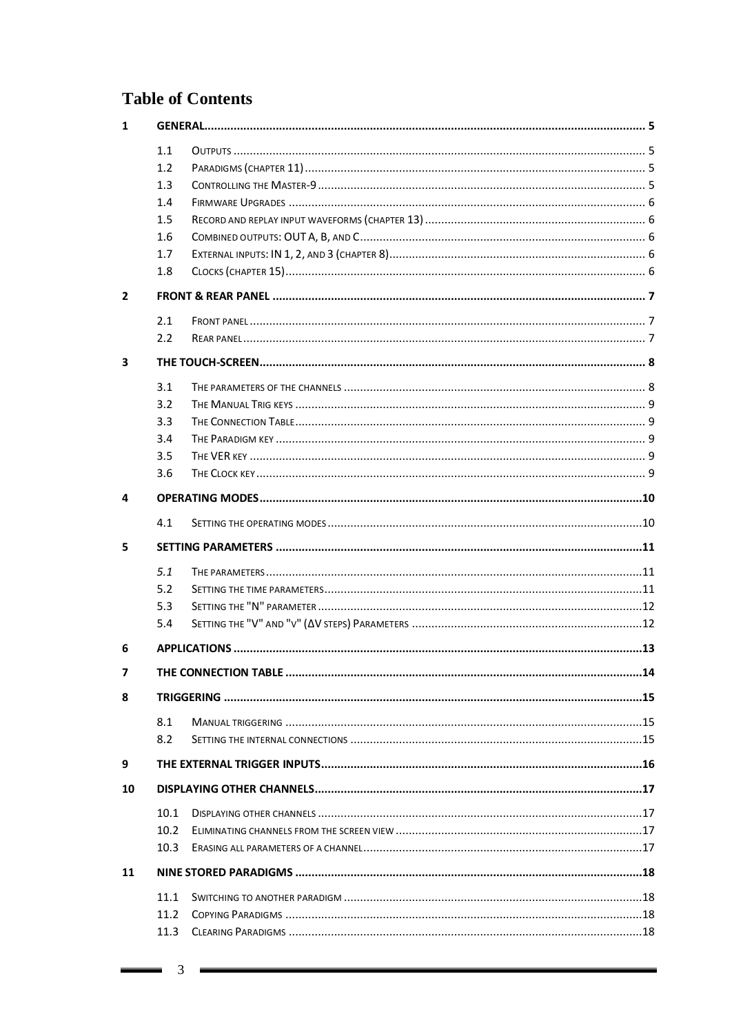# Table of Contents

| | | | |
|---|---|---|---|
| **1** | **GENERAL** | | **5** |
| | 1.1 | OUTPUTS | 5 |
| | 1.2 | PARADIGMS (CHAPTER 11) | 5 |
| | 1.3 | CONTROLLING THE MASTER-9 | 5 |
| | 1.4 | FIRMWARE UPGRADES | 6 |
| | 1.5 | RECORD AND REPLAY INPUT WAVEFORMS (CHAPTER 13) | 6 |
| | 1.6 | COMBINED OUTPUTS: OUT A, B, AND C | 6 |
| | 1.7 | EXTERNAL INPUTS: IN 1, 2, AND 3 (CHAPTER 8) | 6 |
| | 1.8 | CLOCKS (CHAPTER 15) | 6 |
| **2** | **FRONT & REAR PANEL** | | **7** |
| | 2.1 | FRONT PANEL | 7 |
| | 2.2 | REAR PANEL | 7 |
| **3** | **THE TOUCH-SCREEN** | | **8** |
| | 3.1 | THE PARAMETERS OF THE CHANNELS | 8 |
| | 3.2 | THE MANUAL TRIG KEYS | 9 |
| | 3.3 | THE CONNECTION TABLE | 9 |
| | 3.4 | THE PARADIGM KEY | 9 |
| | 3.5 | THE VER KEY | 9 |
| | 3.6 | THE CLOCK KEY | 9 |
| **4** | **OPERATING MODES** | | **10** |
| | 4.1 | SETTING THE OPERATING MODES | 10 |
| **5** | **SETTING PARAMETERS** | | **11** |
| | *5.1* | THE PARAMETERS | 11 |
| | 5.2 | SETTING THE TIME PARAMETERS | 11 |
| | 5.3 | SETTING THE "N" PARAMETER | 12 |
| | 5.4 | SETTING THE "V" AND "V" (ΔV STEPS) PARAMETERS | 12 |
| **6** | **APPLICATIONS** | | **13** |
| **7** | **THE CONNECTION TABLE** | | **14** |
| **8** | **TRIGGERING** | | **15** |
| | 8.1 | MANUAL TRIGGERING | 15 |
| | 8.2 | SETTING THE INTERNAL CONNECTIONS | 15 |
| **9** | **THE EXTERNAL TRIGGER INPUTS** | | **16** |
| **10** | **DISPLAYING OTHER CHANNELS** | | **17** |
| | 10.1 | DISPLAYING OTHER CHANNELS | 17 |
| | 10.2 | ELIMINATING CHANNELS FROM THE SCREEN VIEW | 17 |
| | 10.3 | ERASING ALL PARAMETERS OF A CHANNEL | 17 |
| **11** | **NINE STORED PARADIGMS** | | **18** |
| | 11.1 | SWITCHING TO ANOTHER PARADIGM | 18 |
| | 11.2 | COPYING PARADIGMS | 18 |
| | 11.3 | CLEARING PARADIGMS | 18 |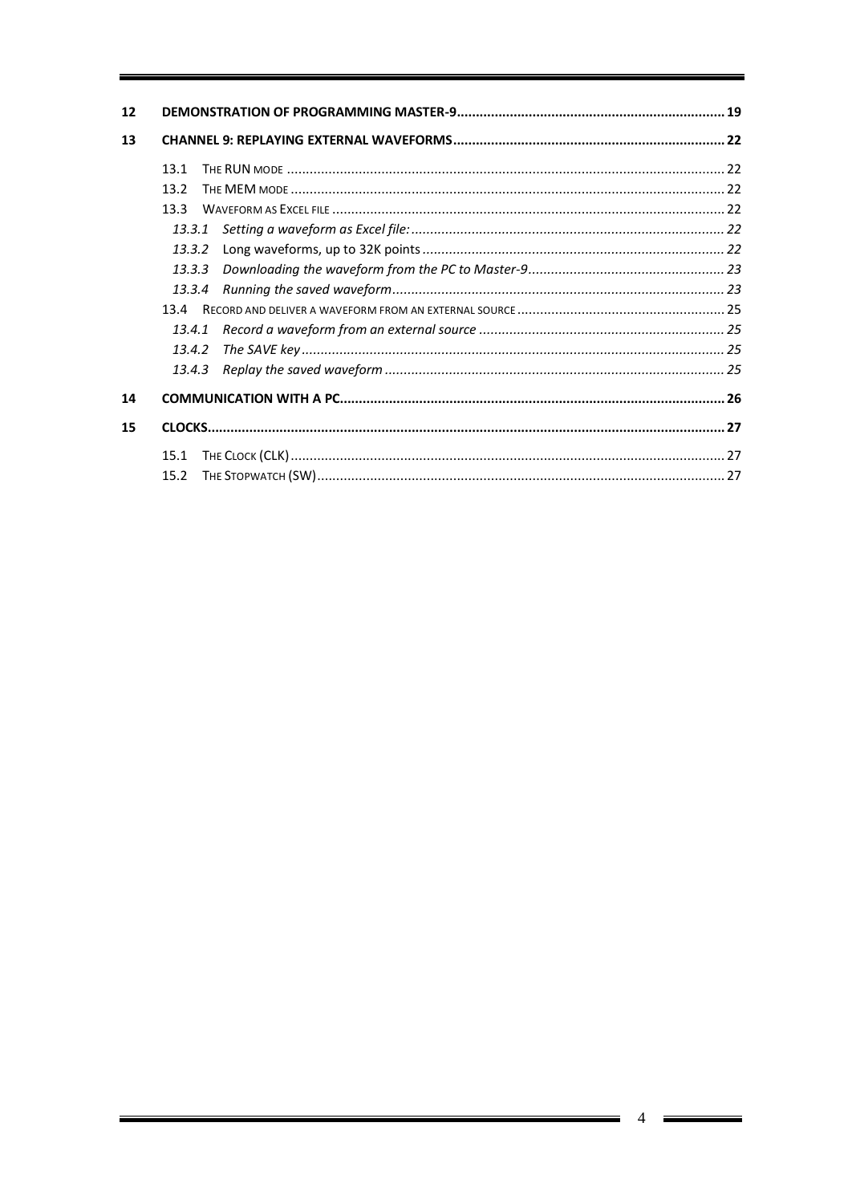**12 DEMONSTRATION OF PROGRAMMING MASTER-9 ........ 19**

**13 CHANNEL 9: REPLAYING EXTERNAL WAVEFORMS ........ 22**

- 13.1 THE RUN MODE ........ 22
- 13.2 THE MEM MODE ........ 22
- 13.3 WAVEFORM AS EXCEL FILE ........ 22
  - *13.3.1 Setting a waveform as Excel file: ........ 22*
  - *13.3.2* Long waveforms, up to 32K points ........ *22*
  - *13.3.3 Downloading the waveform from the PC to Master-9 ........ 23*
  - *13.3.4 Running the saved waveform ........ 23*
- 13.4 RECORD AND DELIVER A WAVEFORM FROM AN EXTERNAL SOURCE ........ 25
  - *13.4.1 Record a waveform from an external source ........ 25*
  - *13.4.2 The SAVE key ........ 25*
  - *13.4.3 Replay the saved waveform ........ 25*

**14 COMMUNICATION WITH A PC ........ 26**

**15 CLOCKS ........ 27**

- 15.1 THE CLOCK (CLK) ........ 27
- 15.2 THE STOPWATCH (SW) ........ 27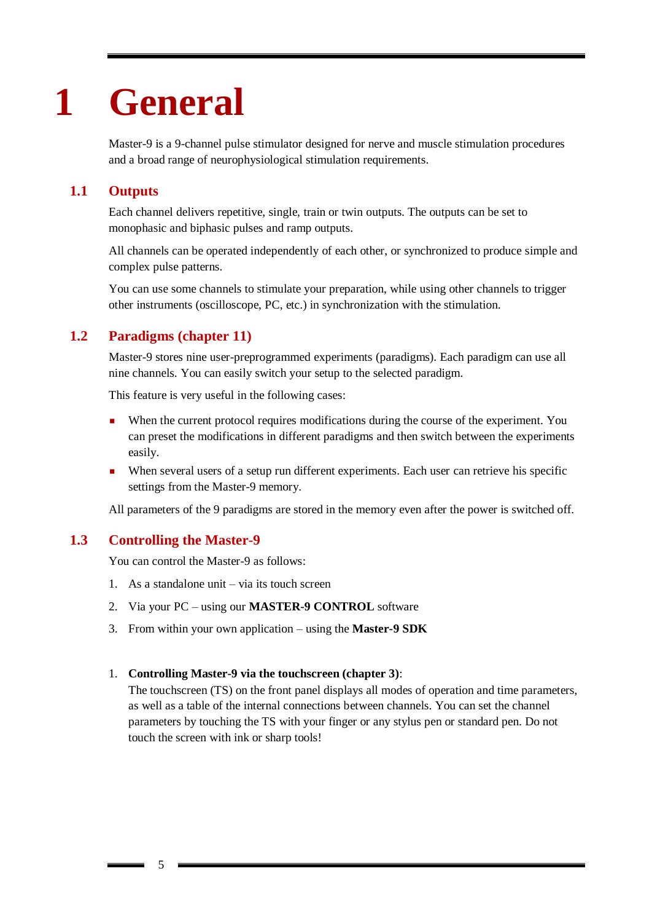# 1 General

Master-9 is a 9-channel pulse stimulator designed for nerve and muscle stimulation procedures and a broad range of neurophysiological stimulation requirements.

## 1.1 Outputs

Each channel delivers repetitive, single, train or twin outputs. The outputs can be set to monophasic and biphasic pulses and ramp outputs.

All channels can be operated independently of each other, or synchronized to produce simple and complex pulse patterns.

You can use some channels to stimulate your preparation, while using other channels to trigger other instruments (oscilloscope, PC, etc.) in synchronization with the stimulation.

## 1.2 Paradigms (chapter 11)

Master-9 stores nine user-preprogrammed experiments (paradigms). Each paradigm can use all nine channels. You can easily switch your setup to the selected paradigm.

This feature is very useful in the following cases:

- When the current protocol requires modifications during the course of the experiment. You can preset the modifications in different paradigms and then switch between the experiments easily.
- When several users of a setup run different experiments. Each user can retrieve his specific settings from the Master-9 memory.

All parameters of the 9 paradigms are stored in the memory even after the power is switched off.

## 1.3 Controlling the Master-9

You can control the Master-9 as follows:

1. As a standalone unit – via its touch screen
2. Via your PC – using our **MASTER-9 CONTROL** software
3. From within your own application – using the **Master-9 SDK**

1. **Controlling Master-9 via the touchscreen (chapter 3)**:
   The touchscreen (TS) on the front panel displays all modes of operation and time parameters, as well as a table of the internal connections between channels. You can set the channel parameters by touching the TS with your finger or any stylus pen or standard pen. Do not touch the screen with ink or sharp tools!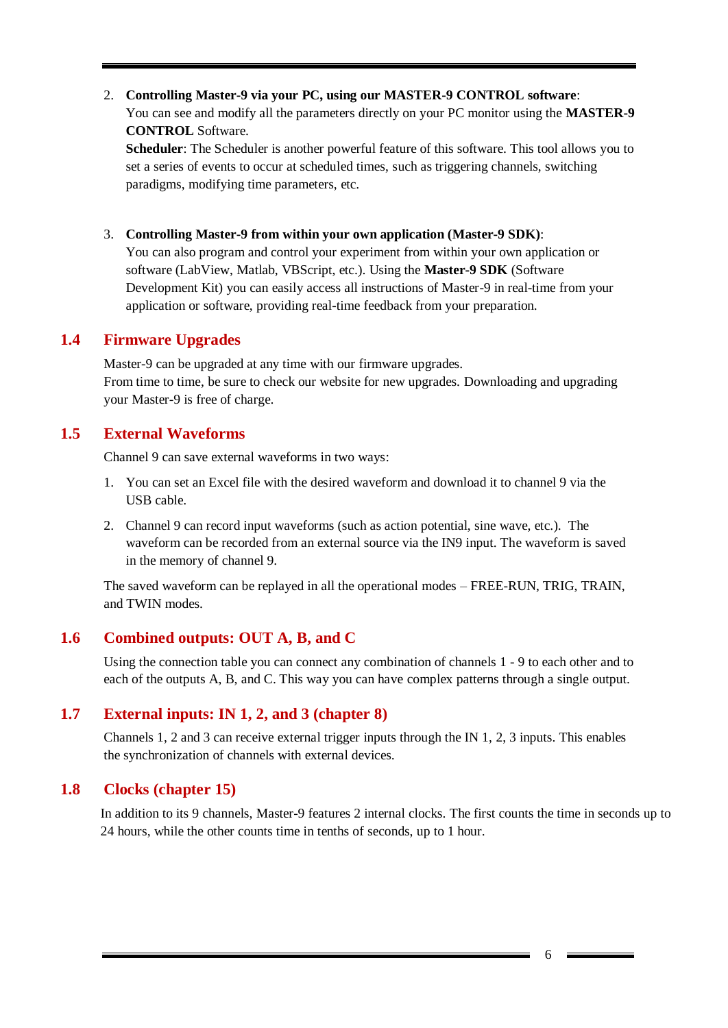2. **Controlling Master-9 via your PC, using our MASTER-9 CONTROL software**:
   You can see and modify all the parameters directly on your PC monitor using the **MASTER-9 CONTROL** Software.
   **Scheduler**: The Scheduler is another powerful feature of this software. This tool allows you to set a series of events to occur at scheduled times, such as triggering channels, switching paradigms, modifying time parameters, etc.

3. **Controlling Master-9 from within your own application (Master-9 SDK)**:
   You can also program and control your experiment from within your own application or software (LabView, Matlab, VBScript, etc.). Using the **Master-9 SDK** (Software Development Kit) you can easily access all instructions of Master-9 in real-time from your application or software, providing real-time feedback from your preparation.

## 1.4 Firmware Upgrades

Master-9 can be upgraded at any time with our firmware upgrades.
From time to time, be sure to check our website for new upgrades. Downloading and upgrading your Master-9 is free of charge.

## 1.5 External Waveforms

Channel 9 can save external waveforms in two ways:

1. You can set an Excel file with the desired waveform and download it to channel 9 via the USB cable.
2. Channel 9 can record input waveforms (such as action potential, sine wave, etc.). The waveform can be recorded from an external source via the IN9 input. The waveform is saved in the memory of channel 9.

The saved waveform can be replayed in all the operational modes – FREE-RUN, TRIG, TRAIN, and TWIN modes.

## 1.6 Combined outputs: OUT A, B, and C

Using the connection table you can connect any combination of channels 1 - 9 to each other and to each of the outputs A, B, and C. This way you can have complex patterns through a single output.

## 1.7 External inputs: IN 1, 2, and 3 (chapter 8)

Channels 1, 2 and 3 can receive external trigger inputs through the IN 1, 2, 3 inputs. This enables the synchronization of channels with external devices.

## 1.8 Clocks (chapter 15)

In addition to its 9 channels, Master-9 features 2 internal clocks. The first counts the time in seconds up to 24 hours, while the other counts time in tenths of seconds, up to 1 hour.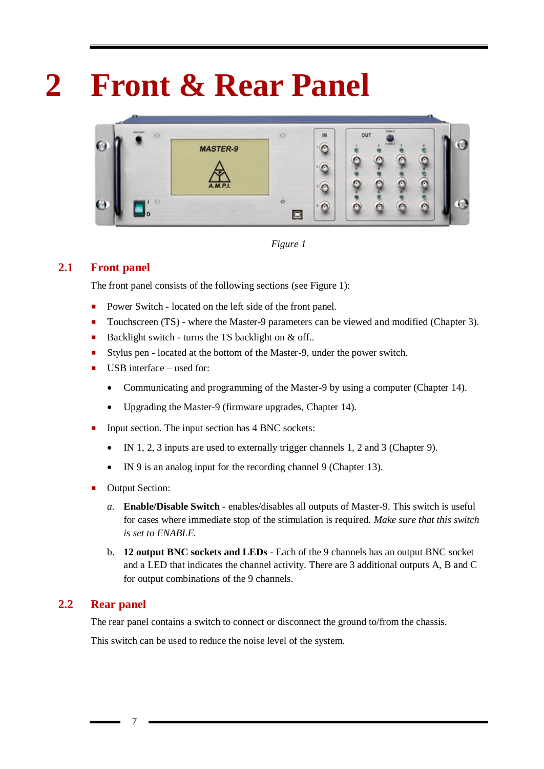# 2 Front & Rear Panel

*Figure 1*

## 2.1 Front panel

The front panel consists of the following sections (see Figure 1):

- Power Switch - located on the left side of the front panel.
- Touchscreen (TS) - where the Master-9 parameters can be viewed and modified (Chapter 3).
- Backlight switch - turns the TS backlight on & off..
- Stylus pen - located at the bottom of the Master-9, under the power switch.
- USB interface – used for:
  - Communicating and programming of the Master-9 by using a computer (Chapter 14).
  - Upgrading the Master-9 (firmware upgrades, Chapter 14).
- Input section. The input section has 4 BNC sockets:
  - IN 1, 2, 3 inputs are used to externally trigger channels 1, 2 and 3 (Chapter 9).
  - IN 9 is an analog input for the recording channel 9 (Chapter 13).
- Output Section:

  *a.* **Enable/Disable Switch** - enables/disables all outputs of Master-9. This switch is useful for cases where immediate stop of the stimulation is required. *Make sure that this switch is set to ENABLE.*

  b. **12 output BNC sockets and LEDs** - Each of the 9 channels has an output BNC socket and a LED that indicates the channel activity. There are 3 additional outputs A, B and C for output combinations of the 9 channels.

## 2.2 Rear panel

The rear panel contains a switch to connect or disconnect the ground to/from the chassis.

This switch can be used to reduce the noise level of the system.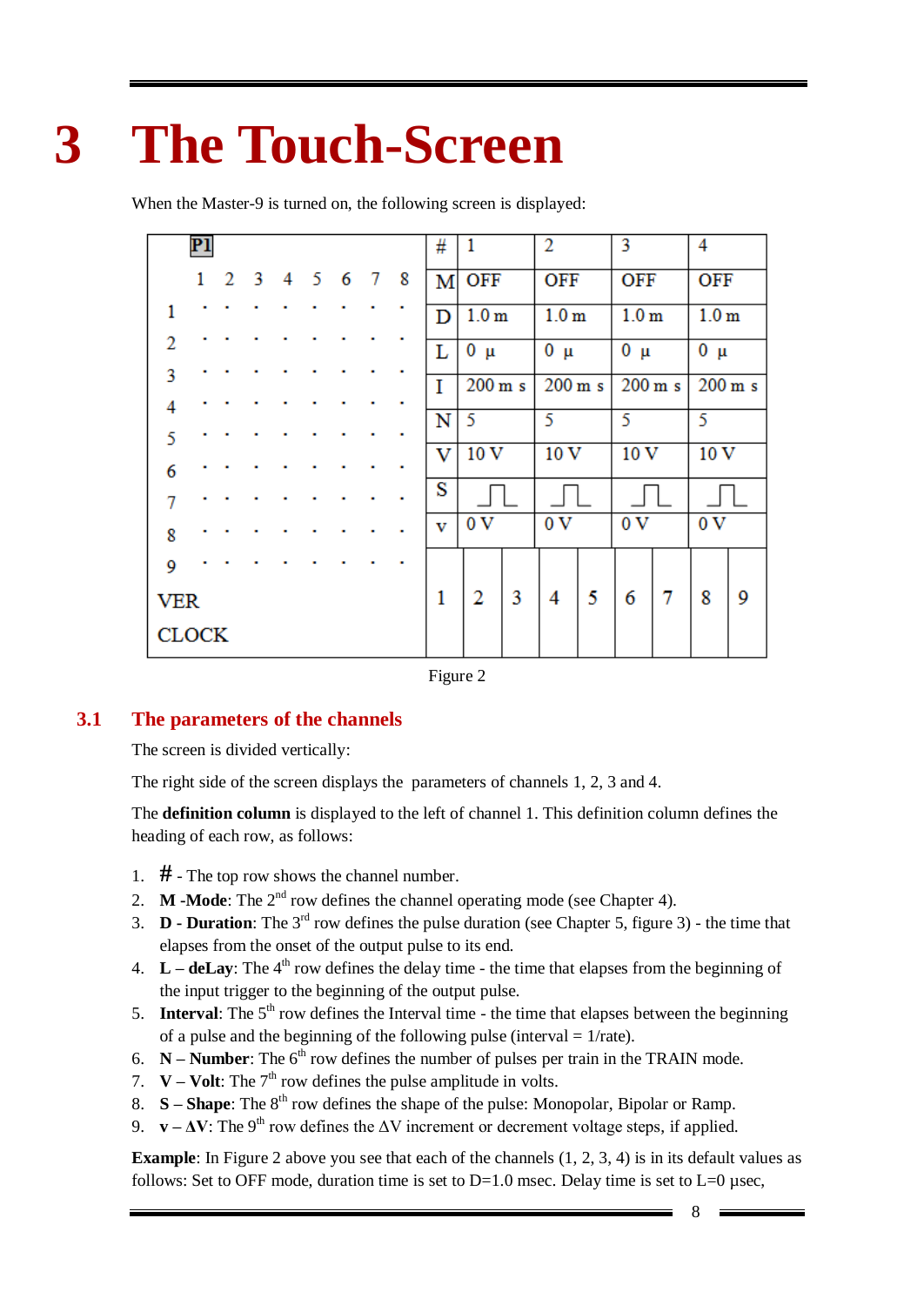# 3 The Touch-Screen

When the Master-9 is turned on, the following screen is displayed:

| | | | | | | | | | # | 1 | 2 | 3 | 4 |
|---|---|---|---|---|---|---|---|---|---|---|---|---|---|
| **P1** | | | | | | | | | | | | | |
| | 1 | 2 | 3 | 4 | 5 | 6 | 7 | 8 | M | OFF | OFF | OFF | OFF |
| 1 | . | . | . | . | . | . | . | . | D | 1.0 m | 1.0 m | 1.0 m | 1.0 m |
| 2 | . | . | . | . | . | . | . | . | L | 0 µ | 0 µ | 0 µ | 0 µ |
| 3 | . | . | . | . | . | . | . | . | I | 200 m s | 200 m s | 200 m s | 200 m s |
| 4 | . | . | . | . | . | . | . | . | N | 5 | 5 | 5 | 5 |
| 5 | . | . | . | . | . | . | . | . | V | 10 V | 10 V | 10 V | 10 V |
| 6 | . | . | . | . | . | . | . | . | S | ⎍ | ⎍ | ⎍ | ⎍ |
| 7 | . | . | . | . | . | . | . | . | v | 0 V | 0 V | 0 V | 0 V |
| 8 | . | . | . | . | . | . | . | . | | | | | |
| 9 | . | . | . | . | . | . | . | . | | | | | |
| VER | | | | | | | | | | 1 2 | 3 4 | 5 6 | 7 8 9 |
| CLOCK | | | | | | | | | | | | | |

Figure 2

## 3.1 The parameters of the channels

The screen is divided vertically:

The right side of the screen displays the parameters of channels 1, 2, 3 and 4.

The **definition column** is displayed to the left of channel 1. This definition column defines the heading of each row, as follows:

1. **#** - The top row shows the channel number.
2. **M -Mode**: The 2nd row defines the channel operating mode (see Chapter 4).
3. **D - Duration**: The 3rd row defines the pulse duration (see Chapter 5, figure 3) - the time that elapses from the onset of the output pulse to its end.
4. **L – deLay**: The 4th row defines the delay time - the time that elapses from the beginning of the input trigger to the beginning of the output pulse.
5. **Interval**: The 5th row defines the Interval time - the time that elapses between the beginning of a pulse and the beginning of the following pulse (interval = 1/rate).
6. **N – Number**: The 6th row defines the number of pulses per train in the TRAIN mode.
7. **V – Volt**: The 7th row defines the pulse amplitude in volts.
8. **S – Shape**: The 8th row defines the shape of the pulse: Monopolar, Bipolar or Ramp.
9. **v – ΔV**: The 9th row defines the ΔV increment or decrement voltage steps, if applied.

**Example**: In Figure 2 above you see that each of the channels (1, 2, 3, 4) is in its default values as follows: Set to OFF mode, duration time is set to D=1.0 msec. Delay time is set to L=0 µsec,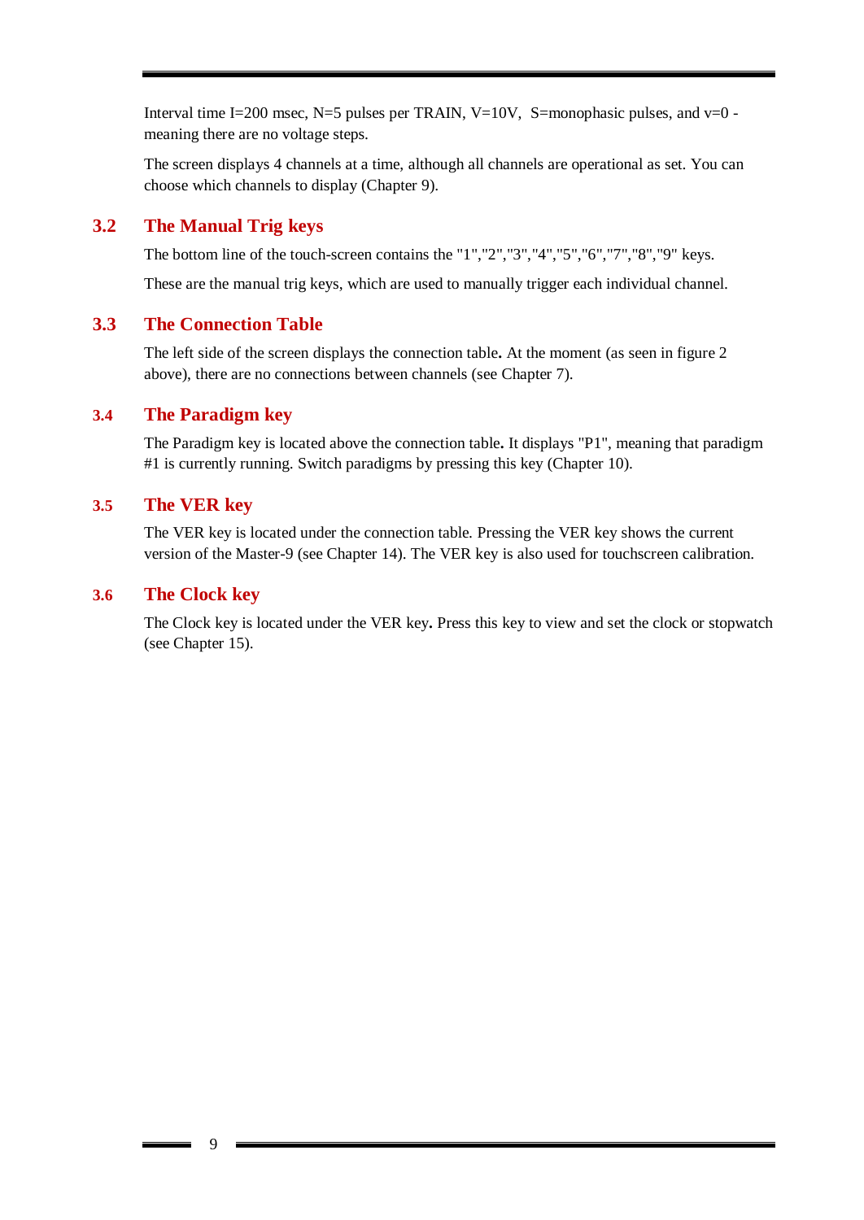Interval time I=200 msec, N=5 pulses per TRAIN, V=10V, S=monophasic pulses, and v=0 - meaning there are no voltage steps.

The screen displays 4 channels at a time, although all channels are operational as set. You can choose which channels to display (Chapter 9).

## 3.2 The Manual Trig keys

The bottom line of the touch-screen contains the "1","2","3","4","5","6","7","8","9" keys.

These are the manual trig keys, which are used to manually trigger each individual channel.

## 3.3 The Connection Table

The left side of the screen displays the connection table**.** At the moment (as seen in figure 2 above), there are no connections between channels (see Chapter 7).

## 3.4 The Paradigm key

The Paradigm key is located above the connection table**.** It displays "P1", meaning that paradigm #1 is currently running. Switch paradigms by pressing this key (Chapter 10).

## 3.5 The VER key

The VER key is located under the connection table. Pressing the VER key shows the current version of the Master-9 (see Chapter 14). The VER key is also used for touchscreen calibration.

## 3.6 The Clock key

The Clock key is located under the VER key**.** Press this key to view and set the clock or stopwatch (see Chapter 15).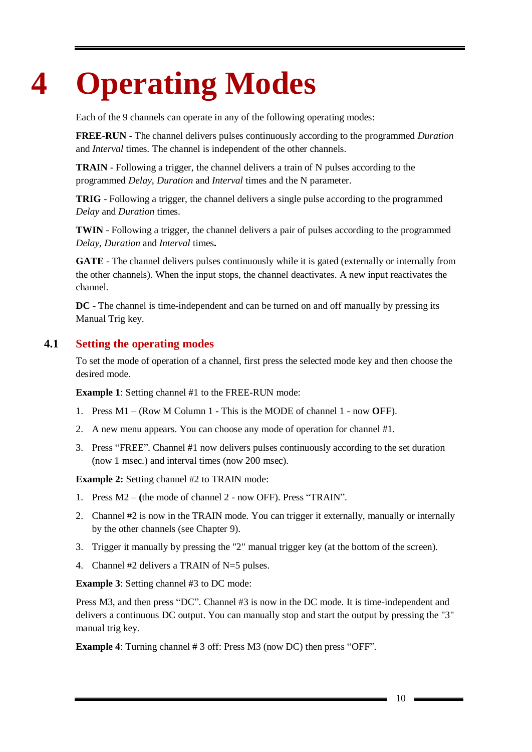# 4 Operating Modes

Each of the 9 channels can operate in any of the following operating modes:

**FREE-RUN** - The channel delivers pulses continuously according to the programmed *Duration* and *Interval* times. The channel is independent of the other channels.

**TRAIN** - Following a trigger, the channel delivers a train of N pulses according to the programmed *Delay*, *Duration* and *Interval* times and the N parameter.

**TRIG** - Following a trigger, the channel delivers a single pulse according to the programmed *Delay* and *Duration* times.

**TWIN** - Following a trigger, the channel delivers a pair of pulses according to the programmed *Delay*, *Duration* and *Interval* times**.**

**GATE** - The channel delivers pulses continuously while it is gated (externally or internally from the other channels). When the input stops, the channel deactivates. A new input reactivates the channel.

**DC** - The channel is time-independent and can be turned on and off manually by pressing its Manual Trig key.

## 4.1 Setting the operating modes

To set the mode of operation of a channel, first press the selected mode key and then choose the desired mode.

**Example 1**: Setting channel #1 to the FREE-RUN mode:

1. Press M1 – (Row M Column 1 **-** This is the MODE of channel 1 - now **OFF**).
2. A new menu appears. You can choose any mode of operation for channel #1.
3. Press “FREE”. Channel #1 now delivers pulses continuously according to the set duration (now 1 msec.) and interval times (now 200 msec).

**Example 2:** Setting channel #2 to TRAIN mode:

1. Press M2 – **(**the mode of channel 2 - now OFF). Press “TRAIN”.
2. Channel #2 is now in the TRAIN mode. You can trigger it externally, manually or internally by the other channels (see Chapter 9).
3. Trigger it manually by pressing the "2" manual trigger key (at the bottom of the screen).
4. Channel #2 delivers a TRAIN of N=5 pulses.

**Example 3**: Setting channel #3 to DC mode:

Press M3, and then press “DC”. Channel #3 is now in the DC mode. It is time-independent and delivers a continuous DC output. You can manually stop and start the output by pressing the "3" manual trig key.

**Example 4**: Turning channel # 3 off: Press M3 (now DC) then press “OFF”.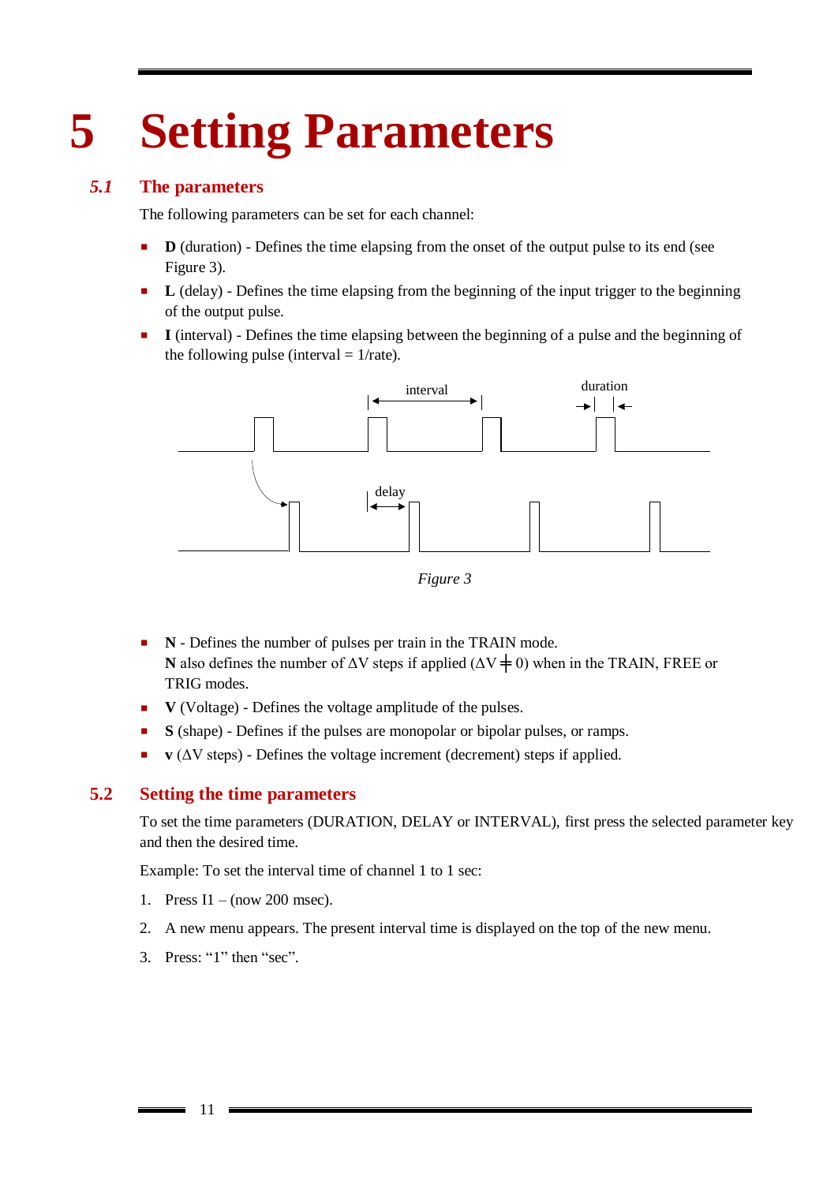# 5 Setting Parameters

## 5.1 The parameters

The following parameters can be set for each channel:

- **D** (duration) - Defines the time elapsing from the onset of the output pulse to its end (see Figure 3).
- **L** (delay) - Defines the time elapsing from the beginning of the input trigger to the beginning of the output pulse.
- **I** (interval) - Defines the time elapsing between the beginning of a pulse and the beginning of the following pulse (interval = 1/rate).

*Figure 3*

- **N** - Defines the number of pulses per train in the TRAIN mode.
  **N** also defines the number of ΔV steps if applied ($\Delta V \neq 0$) when in the TRAIN, FREE or TRIG modes.
- **V** (Voltage) - Defines the voltage amplitude of the pulses.
- **S** (shape) - Defines if the pulses are monopolar or bipolar pulses, or ramps.
- **v** (ΔV steps) - Defines the voltage increment (decrement) steps if applied.

## 5.2 Setting the time parameters

To set the time parameters (DURATION, DELAY or INTERVAL), first press the selected parameter key and then the desired time.

Example: To set the interval time of channel 1 to 1 sec:

1. Press I1 – (now 200 msec).
2. A new menu appears. The present interval time is displayed on the top of the new menu.
3. Press: “1” then “sec”.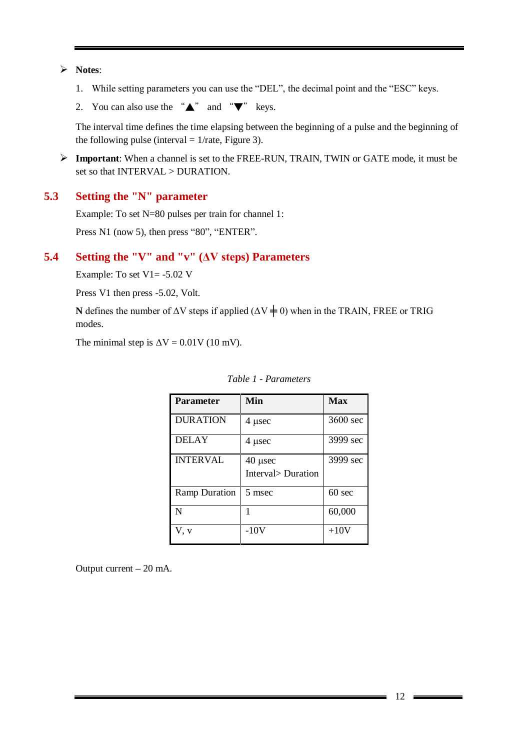- **Notes**:

  1. While setting parameters you can use the “DEL”, the decimal point and the “ESC” keys.
  2. You can also use the “▲” and “▼” keys.

  The interval time defines the time elapsing between the beginning of a pulse and the beginning of the following pulse (interval = 1/rate, Figure 3).

- **Important**: When a channel is set to the FREE-RUN, TRAIN, TWIN or GATE mode, it must be set so that INTERVAL > DURATION.

## 5.3 Setting the "N" parameter

Example: To set N=80 pulses per train for channel 1:

Press N1 (now 5), then press “80”, “ENTER”.

## 5.4 Setting the "V" and "v" (ΔV steps) Parameters

Example: To set V1= -5.02 V

Press V1 then press -5.02, Volt.

**N** defines the number of ΔV steps if applied ($\Delta V \neq 0$) when in the TRAIN, FREE or TRIG modes.

The minimal step is ΔV = 0.01V (10 mV).

*Table 1 - Parameters*

| Parameter | Min | Max |
|---|---|---|
| DURATION | 4 µsec | 3600 sec |
| DELAY | 4 µsec | 3999 sec |
| INTERVAL | 40 µsec<br>Interval> Duration | 3999 sec |
| Ramp Duration | 5 msec | 60 sec |
| N | 1 | 60,000 |
| V, v | -10V | +10V |

Output current – 20 mA.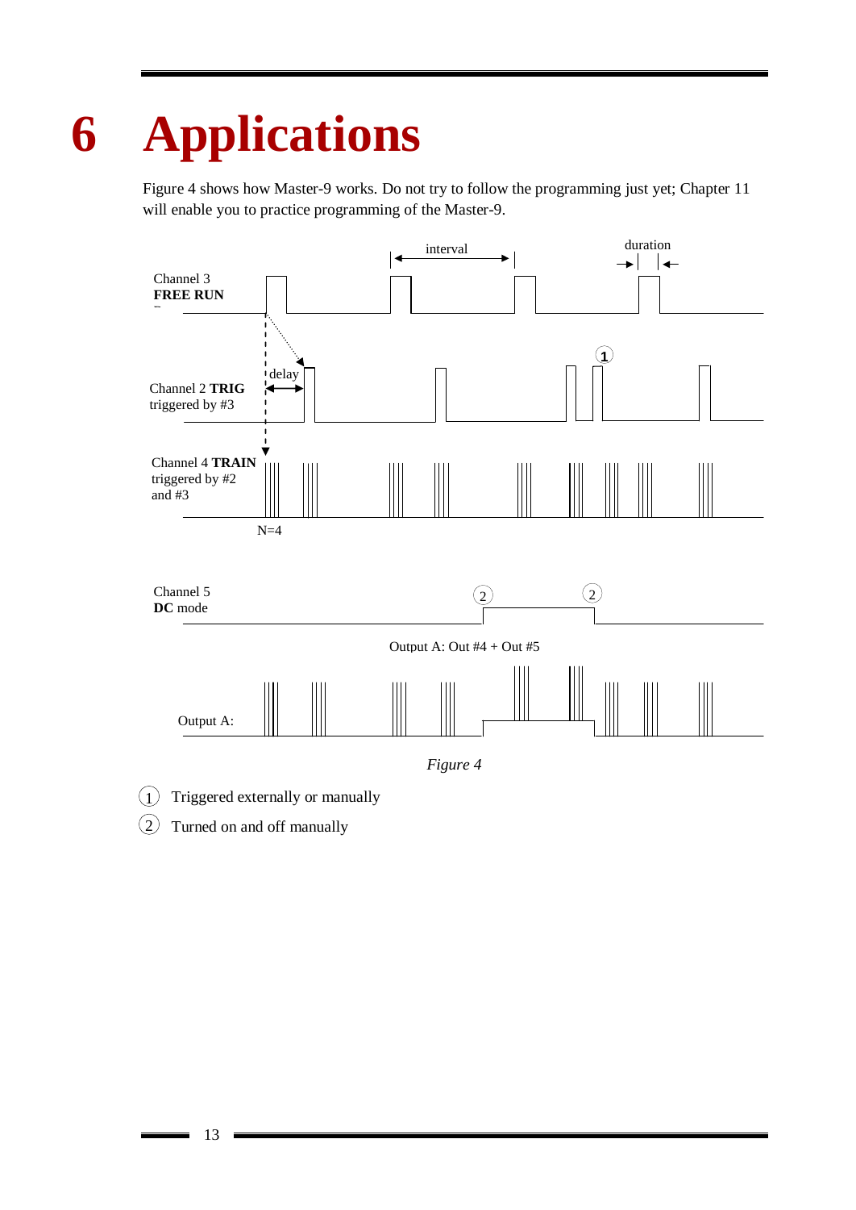# 6 Applications

Figure 4 shows how Master-9 works. Do not try to follow the programming just yet; Chapter 11 will enable you to practice programming of the Master-9.

interval

duration

Channel 3
**FREE RUN**

delay

Channel 2 **TRIG**
triggered by #3

Channel 4 **TRAIN**
triggered by #2
and #3

N=4

Channel 5
**DC** mode

Output A: Out #4 + Out #5

Output A:

*Figure 4*

(1) Triggered externally or manually

(2) Turned on and off manually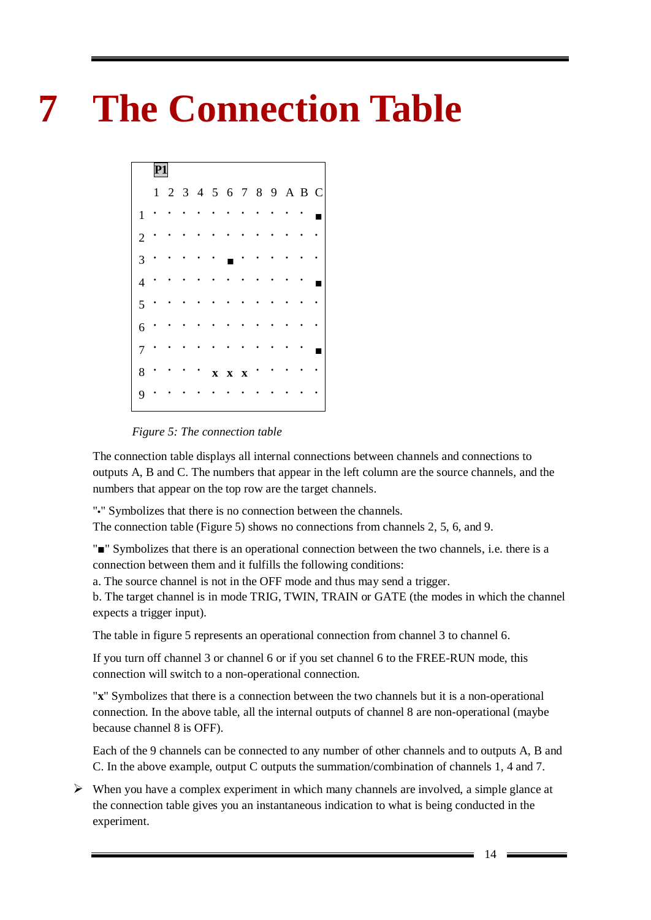# 7 The Connection Table

**P1**

| | 1 | 2 | 3 | 4 | 5 | 6 | 7 | 8 | 9 | A | B | C |
|---|---|---|---|---|---|---|---|---|---|---|---|---|
| 1 | • | • | • | • | • | • | • | • | • | • | • | ■ |
| 2 | • | • | • | • | • | • | • | • | • | • | • | • |
| 3 | • | • | • | • | • | ■ | • | • | • | • | • | • |
| 4 | • | • | • | • | • | • | • | • | • | • | • | ■ |
| 5 | • | • | • | • | • | • | • | • | • | • | • | • |
| 6 | • | • | • | • | • | • | • | • | • | • | • | • |
| 7 | • | • | • | • | • | • | • | • | • | • | • | ■ |
| 8 | • | • | • | • | **x** | **x** | **x** | • | • | • | • | • |
| 9 | • | • | • | • | • | • | • | • | • | • | • | • |

*Figure 5: The connection table*

The connection table displays all internal connections between channels and connections to outputs A, B and C. The numbers that appear in the left column are the source channels, and the numbers that appear on the top row are the target channels.

"•" Symbolizes that there is no connection between the channels.
The connection table (Figure 5) shows no connections from channels 2, 5, 6, and 9.

"■" Symbolizes that there is an operational connection between the two channels, i.e. there is a connection between them and it fulfills the following conditions:
a. The source channel is not in the OFF mode and thus may send a trigger.
b. The target channel is in mode TRIG, TWIN, TRAIN or GATE (the modes in which the channel expects a trigger input).

The table in figure 5 represents an operational connection from channel 3 to channel 6.

If you turn off channel 3 or channel 6 or if you set channel 6 to the FREE-RUN mode, this connection will switch to a non-operational connection.

"**x**" Symbolizes that there is a connection between the two channels but it is a non-operational connection. In the above table, all the internal outputs of channel 8 are non-operational (maybe because channel 8 is OFF).

Each of the 9 channels can be connected to any number of other channels and to outputs A, B and C. In the above example, output C outputs the summation/combination of channels 1, 4 and 7.

- When you have a complex experiment in which many channels are involved, a simple glance at the connection table gives you an instantaneous indication to what is being conducted in the experiment.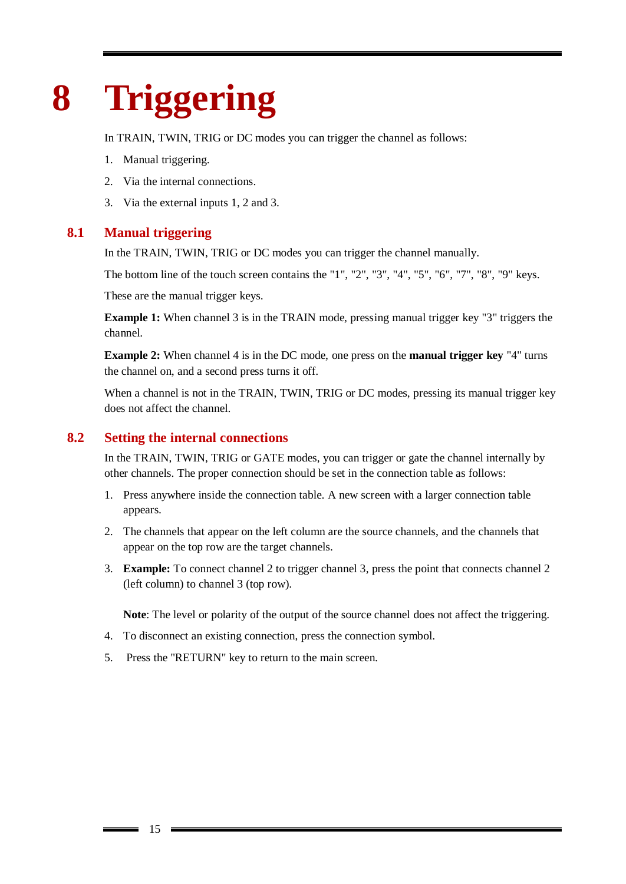# 8 Triggering

In TRAIN, TWIN, TRIG or DC modes you can trigger the channel as follows:

1. Manual triggering.
2. Via the internal connections.
3. Via the external inputs 1, 2 and 3.

## 8.1 Manual triggering

In the TRAIN, TWIN, TRIG or DC modes you can trigger the channel manually.

The bottom line of the touch screen contains the "1", "2", "3", "4", "5", "6", "7", "8", "9" keys.

These are the manual trigger keys.

**Example 1:** When channel 3 is in the TRAIN mode, pressing manual trigger key "3" triggers the channel.

**Example 2:** When channel 4 is in the DC mode, one press on the **manual trigger key** "4" turns the channel on, and a second press turns it off.

When a channel is not in the TRAIN, TWIN, TRIG or DC modes, pressing its manual trigger key does not affect the channel.

## 8.2 Setting the internal connections

In the TRAIN, TWIN, TRIG or GATE modes, you can trigger or gate the channel internally by other channels. The proper connection should be set in the connection table as follows:

1. Press anywhere inside the connection table. A new screen with a larger connection table appears.
2. The channels that appear on the left column are the source channels, and the channels that appear on the top row are the target channels.
3. **Example:** To connect channel 2 to trigger channel 3, press the point that connects channel 2 (left column) to channel 3 (top row).

   **Note**: The level or polarity of the output of the source channel does not affect the triggering.
4. To disconnect an existing connection, press the connection symbol.
5. Press the "RETURN" key to return to the main screen.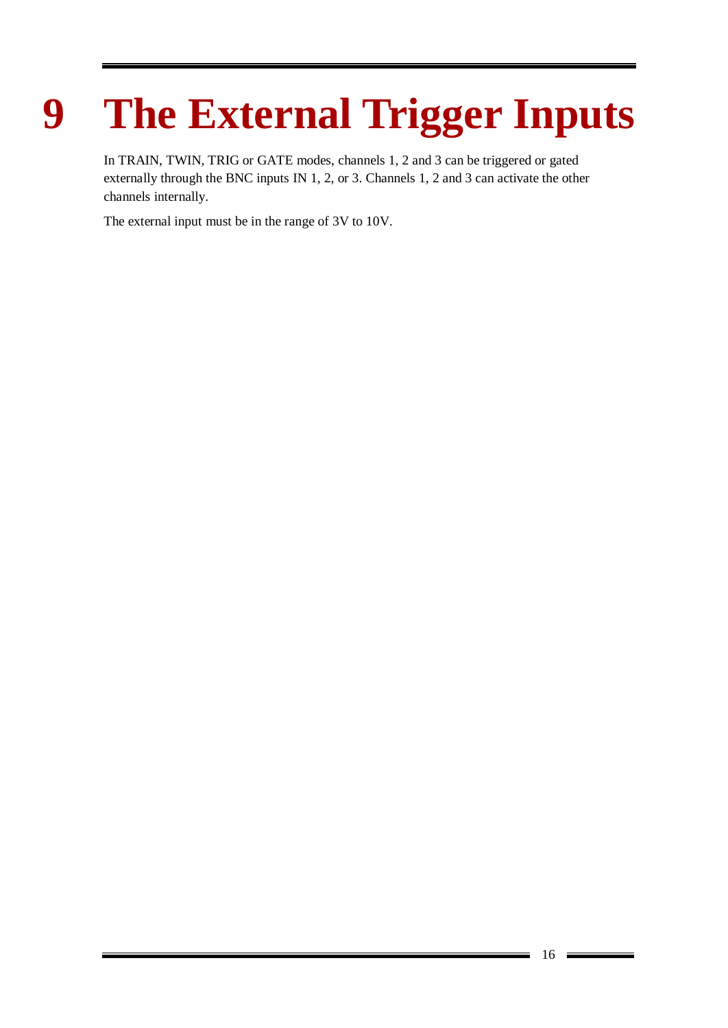# 9 The External Trigger Inputs

In TRAIN, TWIN, TRIG or GATE modes, channels 1, 2 and 3 can be triggered or gated externally through the BNC inputs IN 1, 2, or 3. Channels 1, 2 and 3 can activate the other channels internally.

The external input must be in the range of 3V to 10V.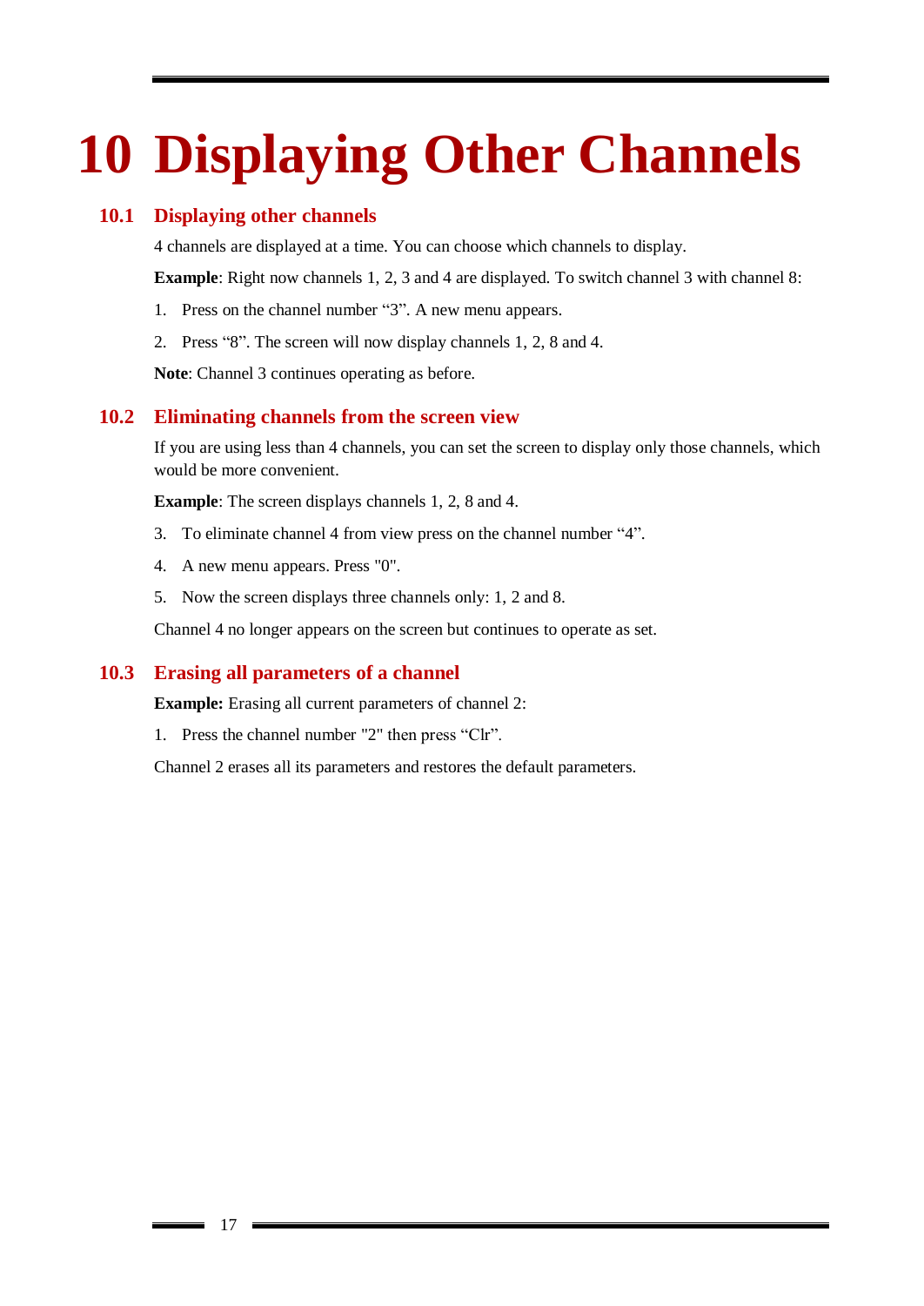# 10 Displaying Other Channels

## 10.1 Displaying other channels

4 channels are displayed at a time. You can choose which channels to display.

**Example**: Right now channels 1, 2, 3 and 4 are displayed. To switch channel 3 with channel 8:

1. Press on the channel number “3”. A new menu appears.
2. Press “8”. The screen will now display channels 1, 2, 8 and 4.

**Note**: Channel 3 continues operating as before.

## 10.2 Eliminating channels from the screen view

If you are using less than 4 channels, you can set the screen to display only those channels, which would be more convenient.

**Example**: The screen displays channels 1, 2, 8 and 4.

3. To eliminate channel 4 from view press on the channel number “4”.
4. A new menu appears. Press "0".
5. Now the screen displays three channels only: 1, 2 and 8.

Channel 4 no longer appears on the screen but continues to operate as set.

## 10.3 Erasing all parameters of a channel

**Example:** Erasing all current parameters of channel 2:

1. Press the channel number "2" then press “Clr”.

Channel 2 erases all its parameters and restores the default parameters.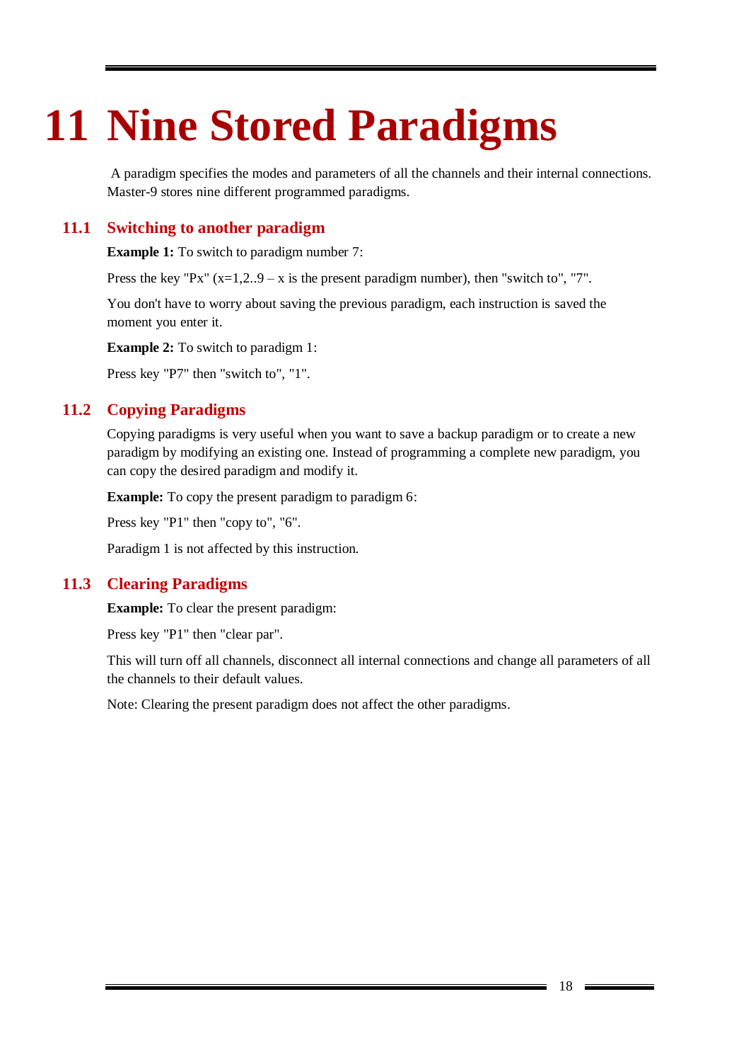# 11 Nine Stored Paradigms

A paradigm specifies the modes and parameters of all the channels and their internal connections. Master-9 stores nine different programmed paradigms.

## 11.1 Switching to another paradigm

**Example 1:** To switch to paradigm number 7:

Press the key "Px" (x=1,2..9 – x is the present paradigm number), then "switch to", "7".

You don't have to worry about saving the previous paradigm, each instruction is saved the moment you enter it.

**Example 2:** To switch to paradigm 1:

Press key "P7" then "switch to", "1".

## 11.2 Copying Paradigms

Copying paradigms is very useful when you want to save a backup paradigm or to create a new paradigm by modifying an existing one. Instead of programming a complete new paradigm, you can copy the desired paradigm and modify it.

**Example:** To copy the present paradigm to paradigm 6:

Press key "P1" then "copy to", "6".

Paradigm 1 is not affected by this instruction.

## 11.3 Clearing Paradigms

**Example:** To clear the present paradigm:

Press key "P1" then "clear par".

This will turn off all channels, disconnect all internal connections and change all parameters of all the channels to their default values.

Note: Clearing the present paradigm does not affect the other paradigms.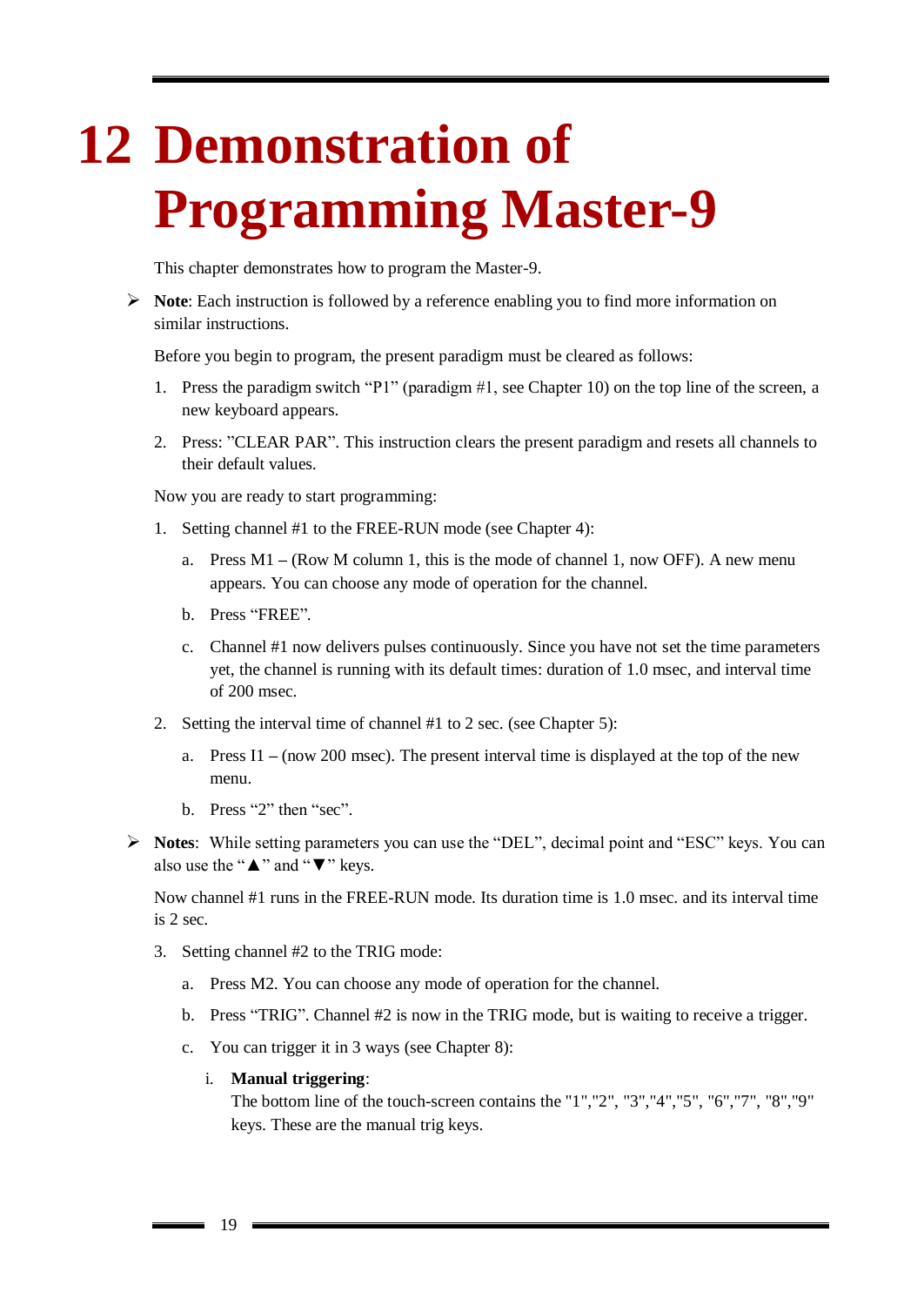# 12 Demonstration of Programming Master-9

This chapter demonstrates how to program the Master-9.

➢ **Note**: Each instruction is followed by a reference enabling you to find more information on similar instructions.

Before you begin to program, the present paradigm must be cleared as follows:

1. Press the paradigm switch “P1” (paradigm #1, see Chapter 10) on the top line of the screen, a new keyboard appears.
2. Press: ”CLEAR PAR”. This instruction clears the present paradigm and resets all channels to their default values.

Now you are ready to start programming:

1. Setting channel #1 to the FREE-RUN mode (see Chapter 4):
   a. Press M1 – (Row M column 1, this is the mode of channel 1, now OFF). A new menu appears. You can choose any mode of operation for the channel.
   b. Press “FREE”.
   c. Channel #1 now delivers pulses continuously. Since you have not set the time parameters yet, the channel is running with its default times: duration of 1.0 msec, and interval time of 200 msec.
2. Setting the interval time of channel #1 to 2 sec. (see Chapter 5):
   a. Press I1 – (now 200 msec). The present interval time is displayed at the top of the new menu.
   b. Press “2” then “sec”.

➢ **Notes**: While setting parameters you can use the “DEL”, decimal point and “ESC” keys. You can also use the “▲” and “▼” keys.

Now channel #1 runs in the FREE-RUN mode. Its duration time is 1.0 msec. and its interval time is 2 sec.

3. Setting channel #2 to the TRIG mode:
   a. Press M2. You can choose any mode of operation for the channel.
   b. Press “TRIG”. Channel #2 is now in the TRIG mode, but is waiting to receive a trigger.
   c. You can trigger it in 3 ways (see Chapter 8):
      i. **Manual triggering**:
         The bottom line of the touch-screen contains the "1","2", "3","4","5", "6","7", "8","9" keys. These are the manual trig keys.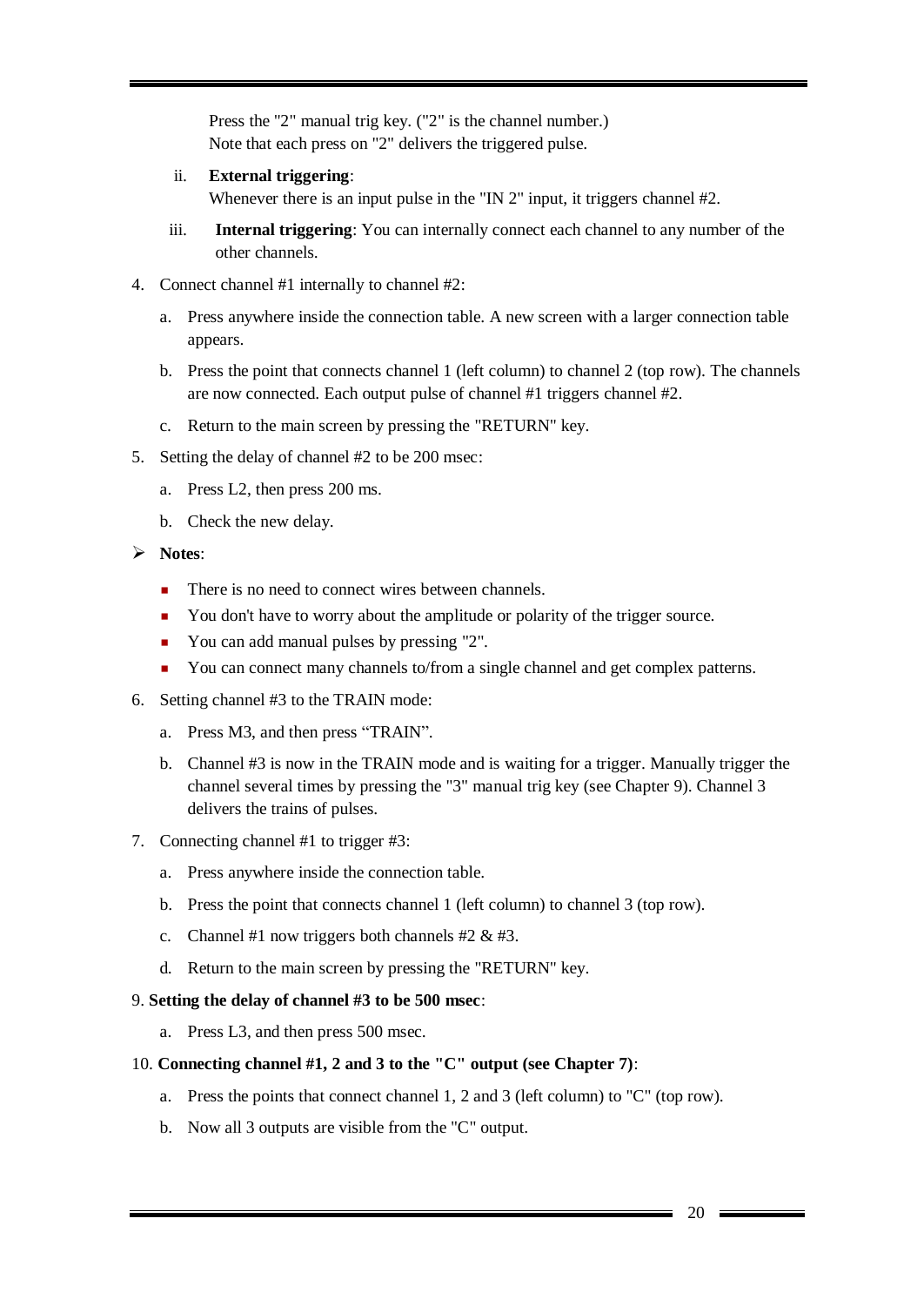Press the "2" manual trig key. ("2" is the channel number.)
Note that each press on "2" delivers the triggered pulse.

ii. **External triggering**:
Whenever there is an input pulse in the "IN 2" input, it triggers channel #2.

iii. **Internal triggering**: You can internally connect each channel to any number of the other channels.

4. Connect channel #1 internally to channel #2:

   a. Press anywhere inside the connection table. A new screen with a larger connection table appears.

   b. Press the point that connects channel 1 (left column) to channel 2 (top row). The channels are now connected. Each output pulse of channel #1 triggers channel #2.

   c. Return to the main screen by pressing the "RETURN" key.

5. Setting the delay of channel #2 to be 200 msec:

   a. Press L2, then press 200 ms.

   b. Check the new delay.

➢ **Notes**:

- There is no need to connect wires between channels.
- You don't have to worry about the amplitude or polarity of the trigger source.
- You can add manual pulses by pressing "2".
- You can connect many channels to/from a single channel and get complex patterns.

6. Setting channel #3 to the TRAIN mode:

   a. Press M3, and then press “TRAIN”.

   b. Channel #3 is now in the TRAIN mode and is waiting for a trigger. Manually trigger the channel several times by pressing the "3" manual trig key (see Chapter 9). Channel 3 delivers the trains of pulses.

7. Connecting channel #1 to trigger #3:

   a. Press anywhere inside the connection table.

   b. Press the point that connects channel 1 (left column) to channel 3 (top row).

   c. Channel #1 now triggers both channels #2 & #3.

   d. Return to the main screen by pressing the "RETURN" key.

9. **Setting the delay of channel #3 to be 500 msec**:

   a. Press L3, and then press 500 msec.

10. **Connecting channel #1, 2 and 3 to the "C" output (see Chapter 7)**:

    a. Press the points that connect channel 1, 2 and 3 (left column) to "C" (top row).

    b. Now all 3 outputs are visible from the "C" output.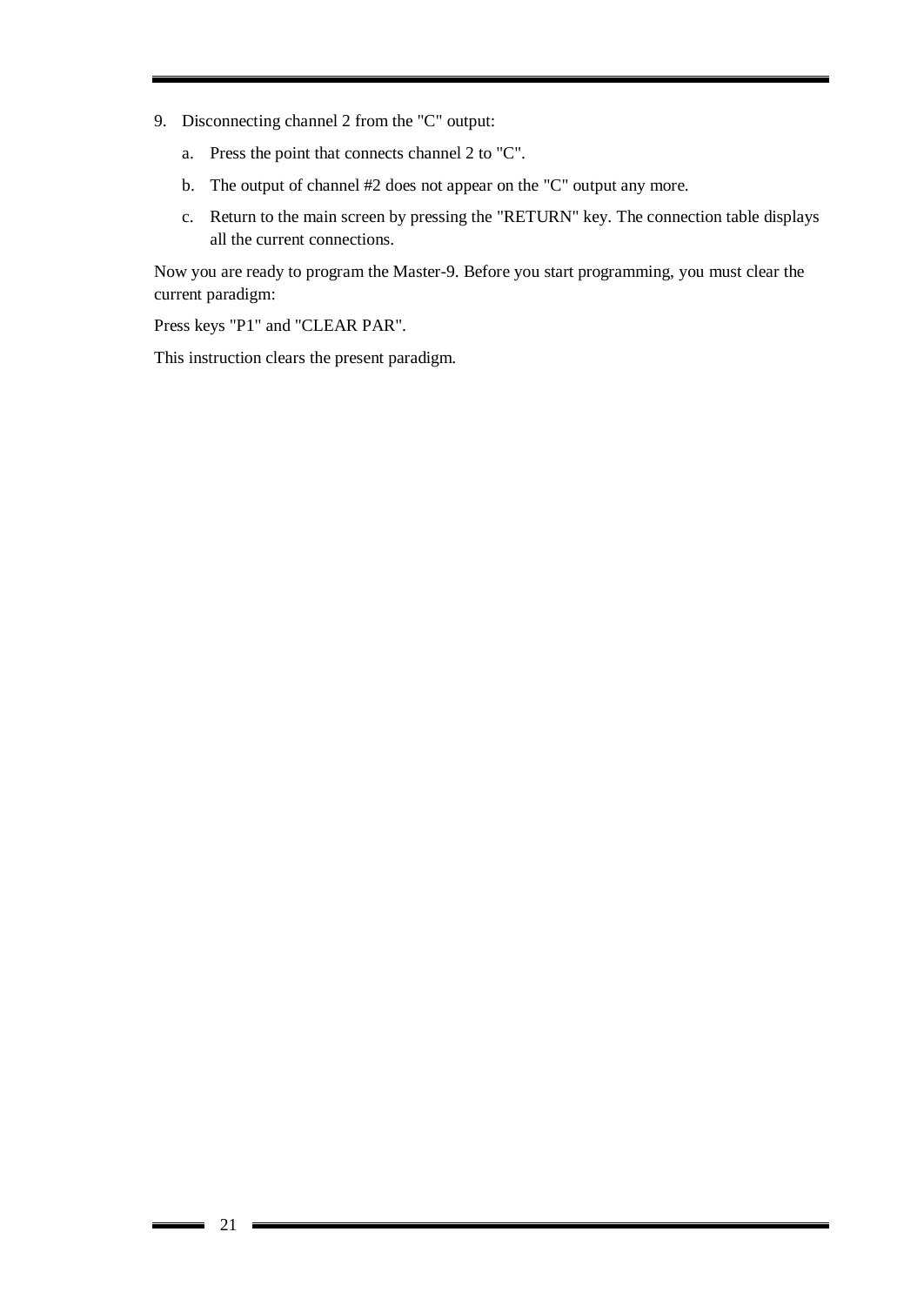9. Disconnecting channel 2 from the "C" output:

   a. Press the point that connects channel 2 to "C".

   b. The output of channel #2 does not appear on the "C" output any more.

   c. Return to the main screen by pressing the "RETURN" key. The connection table displays all the current connections.

Now you are ready to program the Master-9. Before you start programming, you must clear the current paradigm:

Press keys "P1" and "CLEAR PAR".

This instruction clears the present paradigm.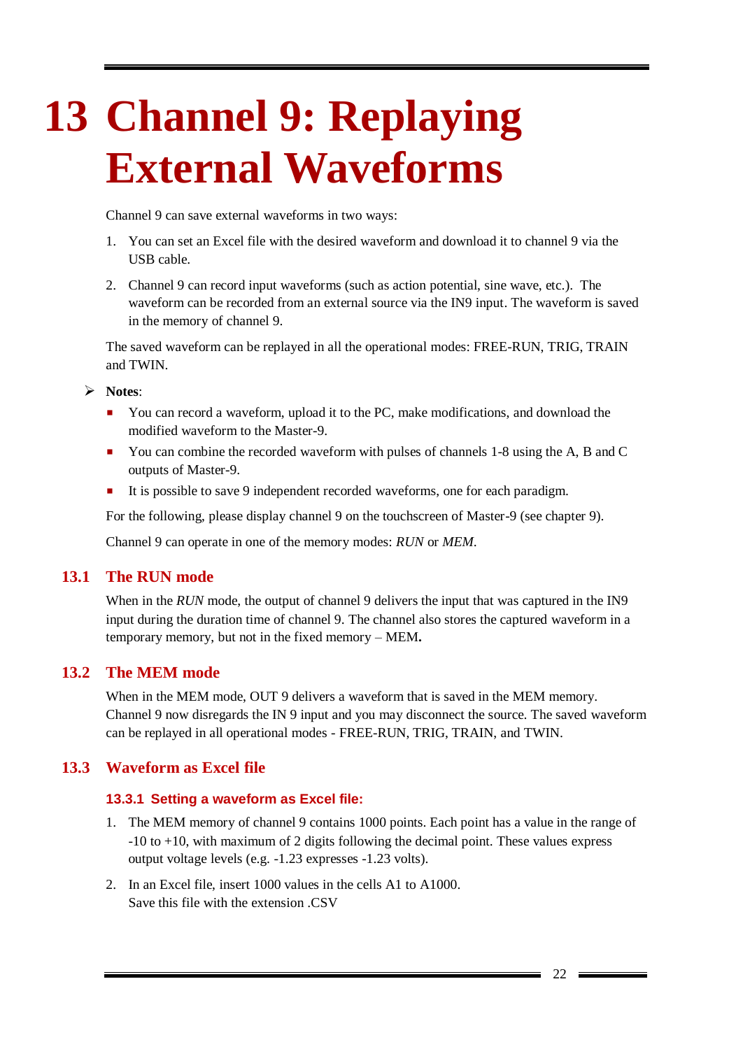# 13 Channel 9: Replaying External Waveforms

Channel 9 can save external waveforms in two ways:

1. You can set an Excel file with the desired waveform and download it to channel 9 via the USB cable.
2. Channel 9 can record input waveforms (such as action potential, sine wave, etc.). The waveform can be recorded from an external source via the IN9 input. The waveform is saved in the memory of channel 9.

The saved waveform can be replayed in all the operational modes: FREE-RUN, TRIG, TRAIN and TWIN.

- **Notes**:
  - You can record a waveform, upload it to the PC, make modifications, and download the modified waveform to the Master-9.
  - You can combine the recorded waveform with pulses of channels 1-8 using the A, B and C outputs of Master-9.
  - It is possible to save 9 independent recorded waveforms, one for each paradigm.

For the following, please display channel 9 on the touchscreen of Master-9 (see chapter 9).

Channel 9 can operate in one of the memory modes: *RUN* or *MEM*.

## 13.1 The RUN mode

When in the *RUN* mode, the output of channel 9 delivers the input that was captured in the IN9 input during the duration time of channel 9. The channel also stores the captured waveform in a temporary memory, but not in the fixed memory – MEM**.**

## 13.2 The MEM mode

When in the MEM mode, OUT 9 delivers a waveform that is saved in the MEM memory. Channel 9 now disregards the IN 9 input and you may disconnect the source. The saved waveform can be replayed in all operational modes - FREE-RUN, TRIG, TRAIN, and TWIN.

## 13.3 Waveform as Excel file

### 13.3.1 Setting a waveform as Excel file:

1. The MEM memory of channel 9 contains 1000 points. Each point has a value in the range of -10 to +10, with maximum of 2 digits following the decimal point. These values express output voltage levels (e.g. -1.23 expresses -1.23 volts).
2. In an Excel file, insert 1000 values in the cells A1 to A1000.
   Save this file with the extension .CSV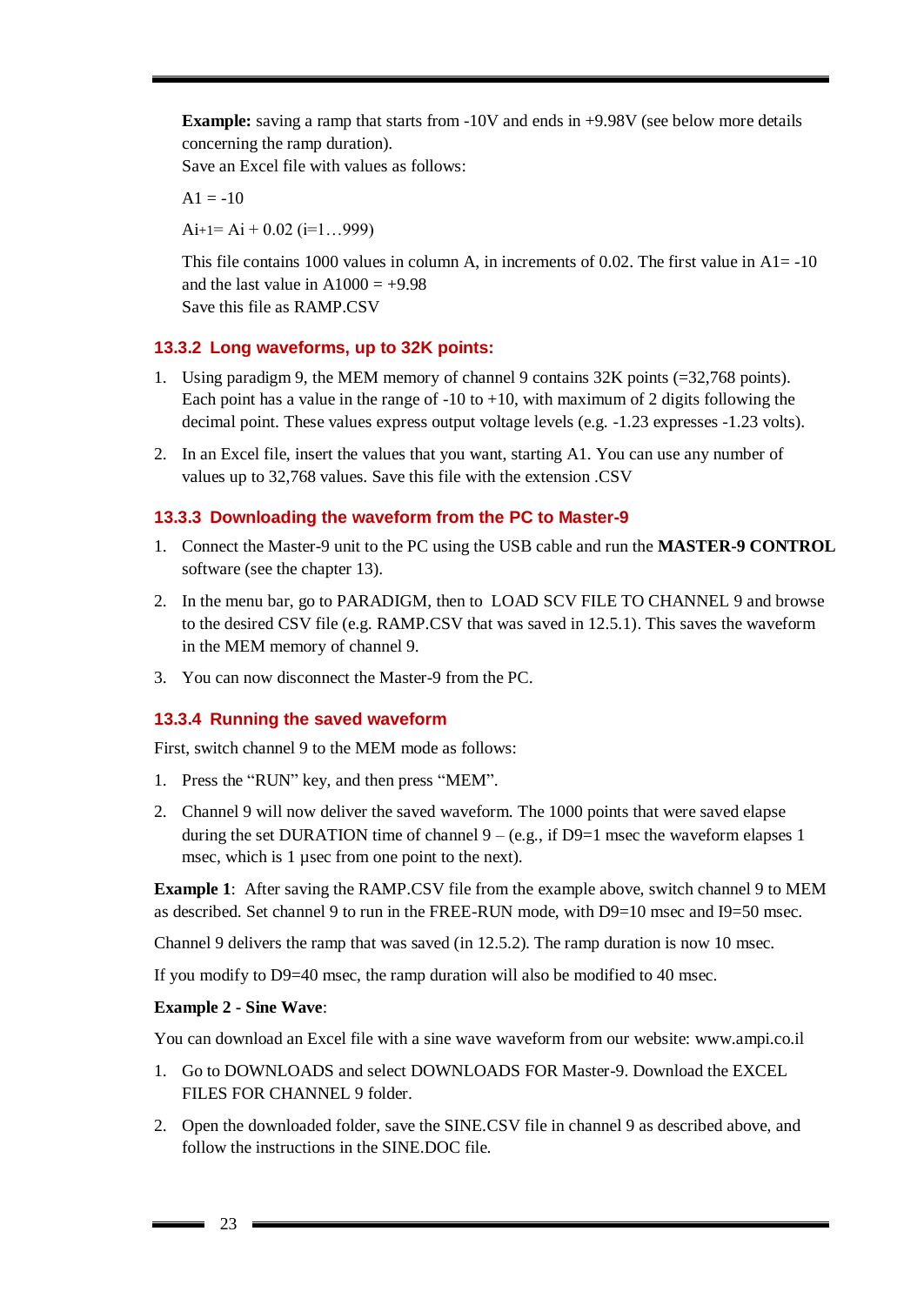**Example:** saving a ramp that starts from -10V and ends in +9.98V (see below more details concerning the ramp duration).
Save an Excel file with values as follows:

A1 = -10

$A_{i+1} = A_i + 0.02$ (i=1…999)

This file contains 1000 values in column A, in increments of 0.02. The first value in A1= -10 and the last value in A1000 = +9.98
Save this file as RAMP.CSV

### 13.3.2 Long waveforms, up to 32K points:

1. Using paradigm 9, the MEM memory of channel 9 contains 32K points (=32,768 points). Each point has a value in the range of -10 to +10, with maximum of 2 digits following the decimal point. These values express output voltage levels (e.g. -1.23 expresses -1.23 volts).
2. In an Excel file, insert the values that you want, starting A1. You can use any number of values up to 32,768 values. Save this file with the extension .CSV

### 13.3.3 Downloading the waveform from the PC to Master-9

1. Connect the Master-9 unit to the PC using the USB cable and run the **MASTER-9 CONTROL** software (see the chapter 13).
2. In the menu bar, go to PARADIGM, then to LOAD SCV FILE TO CHANNEL 9 and browse to the desired CSV file (e.g. RAMP.CSV that was saved in 12.5.1). This saves the waveform in the MEM memory of channel 9.
3. You can now disconnect the Master-9 from the PC.

### 13.3.4 Running the saved waveform

First, switch channel 9 to the MEM mode as follows:

1. Press the "RUN" key, and then press "MEM".
2. Channel 9 will now deliver the saved waveform. The 1000 points that were saved elapse during the set DURATION time of channel 9 – (e.g., if D9=1 msec the waveform elapses 1 msec, which is 1 µsec from one point to the next).

**Example 1**: After saving the RAMP.CSV file from the example above, switch channel 9 to MEM as described. Set channel 9 to run in the FREE-RUN mode, with D9=10 msec and I9=50 msec.

Channel 9 delivers the ramp that was saved (in 12.5.2). The ramp duration is now 10 msec.

If you modify to D9=40 msec, the ramp duration will also be modified to 40 msec.

**Example 2 - Sine Wave**:

You can download an Excel file with a sine wave waveform from our website: www.ampi.co.il

1. Go to DOWNLOADS and select DOWNLOADS FOR Master-9. Download the EXCEL FILES FOR CHANNEL 9 folder.
2. Open the downloaded folder, save the SINE.CSV file in channel 9 as described above, and follow the instructions in the SINE.DOC file.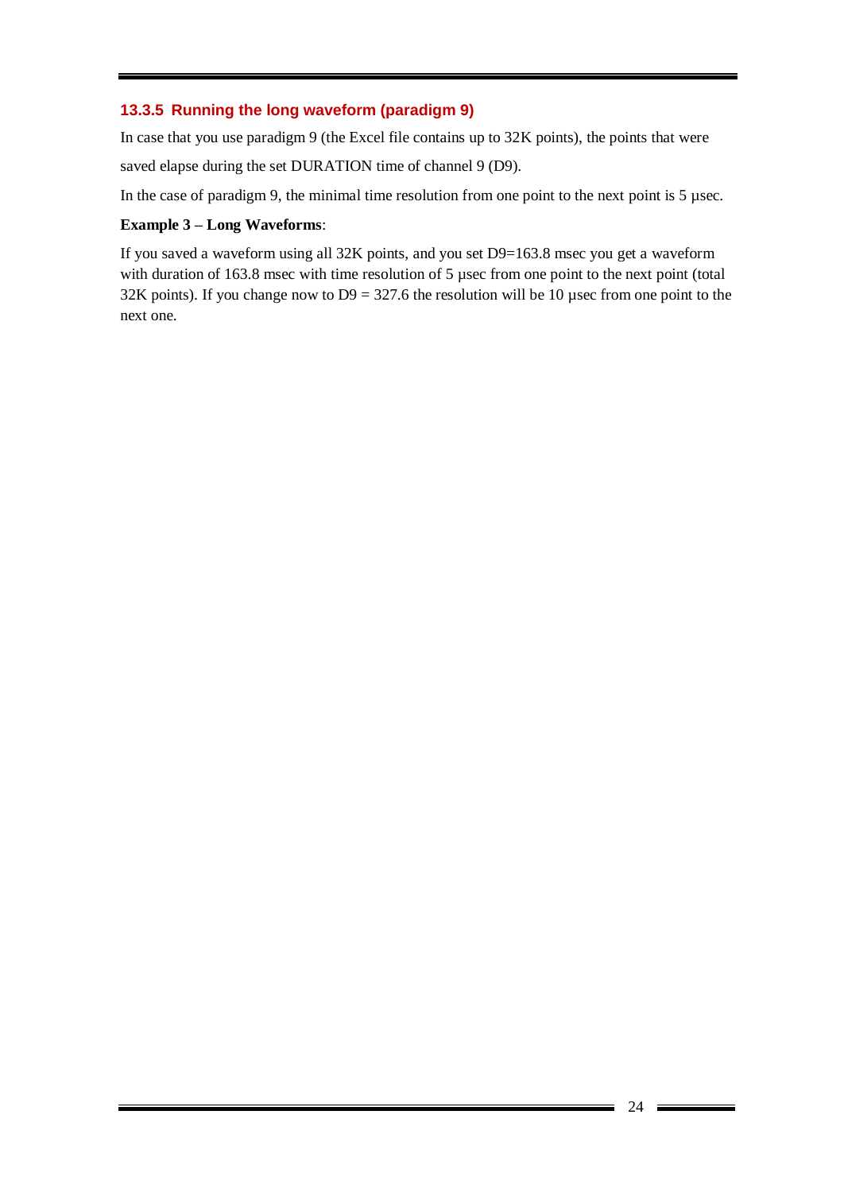### 13.3.5 Running the long waveform (paradigm 9)

In case that you use paradigm 9 (the Excel file contains up to 32K points), the points that were saved elapse during the set DURATION time of channel 9 (D9).

In the case of paradigm 9, the minimal time resolution from one point to the next point is 5 µsec.

**Example 3 – Long Waveforms**:

If you saved a waveform using all 32K points, and you set D9=163.8 msec you get a waveform with duration of 163.8 msec with time resolution of 5 µsec from one point to the next point (total 32K points). If you change now to D9 = 327.6 the resolution will be 10 µsec from one point to the next one.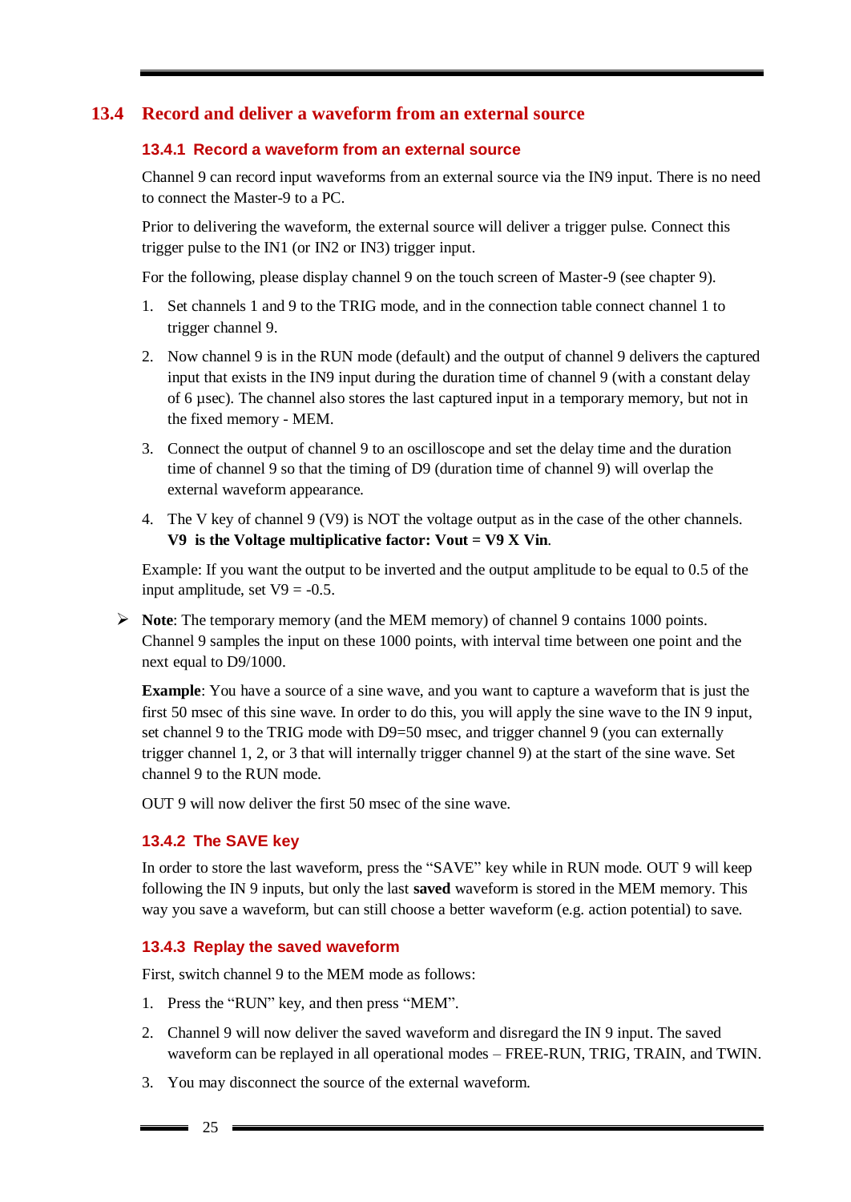## 13.4 Record and deliver a waveform from an external source

### 13.4.1 Record a waveform from an external source

Channel 9 can record input waveforms from an external source via the IN9 input. There is no need to connect the Master-9 to a PC.

Prior to delivering the waveform, the external source will deliver a trigger pulse. Connect this trigger pulse to the IN1 (or IN2 or IN3) trigger input.

For the following, please display channel 9 on the touch screen of Master-9 (see chapter 9).

1. Set channels 1 and 9 to the TRIG mode, and in the connection table connect channel 1 to trigger channel 9.
2. Now channel 9 is in the RUN mode (default) and the output of channel 9 delivers the captured input that exists in the IN9 input during the duration time of channel 9 (with a constant delay of 6 µsec). The channel also stores the last captured input in a temporary memory, but not in the fixed memory - MEM.
3. Connect the output of channel 9 to an oscilloscope and set the delay time and the duration time of channel 9 so that the timing of D9 (duration time of channel 9) will overlap the external waveform appearance.
4. The V key of channel 9 (V9) is NOT the voltage output as in the case of the other channels. **V9 is the Voltage multiplicative factor: Vout = V9 X Vin**.

Example: If you want the output to be inverted and the output amplitude to be equal to 0.5 of the input amplitude, set V9 = -0.5.

- **Note**: The temporary memory (and the MEM memory) of channel 9 contains 1000 points. Channel 9 samples the input on these 1000 points, with interval time between one point and the next equal to D9/1000.

  **Example**: You have a source of a sine wave, and you want to capture a waveform that is just the first 50 msec of this sine wave. In order to do this, you will apply the sine wave to the IN 9 input, set channel 9 to the TRIG mode with D9=50 msec, and trigger channel 9 (you can externally trigger channel 1, 2, or 3 that will internally trigger channel 9) at the start of the sine wave. Set channel 9 to the RUN mode.

  OUT 9 will now deliver the first 50 msec of the sine wave.

### 13.4.2 The SAVE key

In order to store the last waveform, press the "SAVE" key while in RUN mode. OUT 9 will keep following the IN 9 inputs, but only the last **saved** waveform is stored in the MEM memory. This way you save a waveform, but can still choose a better waveform (e.g. action potential) to save.

### 13.4.3 Replay the saved waveform

First, switch channel 9 to the MEM mode as follows:

1. Press the "RUN" key, and then press "MEM".
2. Channel 9 will now deliver the saved waveform and disregard the IN 9 input. The saved waveform can be replayed in all operational modes – FREE-RUN, TRIG, TRAIN, and TWIN.
3. You may disconnect the source of the external waveform.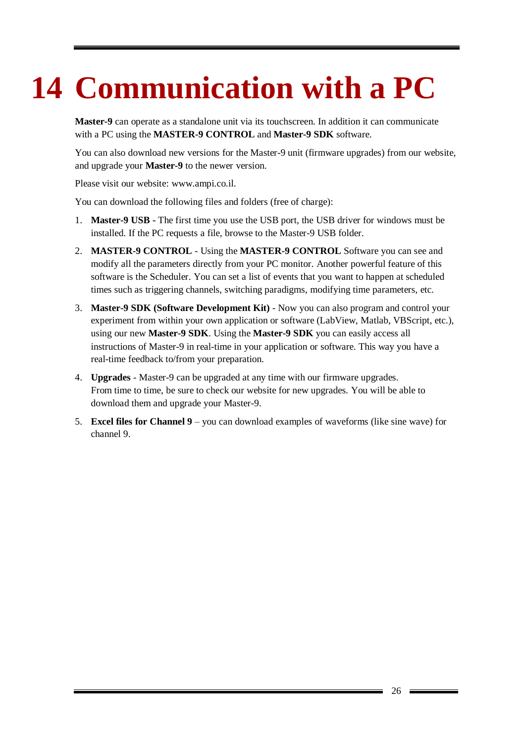# 14 Communication with a PC

**Master-9** can operate as a standalone unit via its touchscreen. In addition it can communicate with a PC using the **MASTER-9 CONTROL** and **Master-9 SDK** software.

You can also download new versions for the Master-9 unit (firmware upgrades) from our website, and upgrade your **Master-9** to the newer version.

Please visit our website: www.ampi.co.il.

You can download the following files and folders (free of charge):

1. **Master-9 USB -** The first time you use the USB port, the USB driver for windows must be installed. If the PC requests a file, browse to the Master-9 USB folder.
2. **MASTER-9 CONTROL** - Using the **MASTER-9 CONTROL** Software you can see and modify all the parameters directly from your PC monitor. Another powerful feature of this software is the Scheduler. You can set a list of events that you want to happen at scheduled times such as triggering channels, switching paradigms, modifying time parameters, etc.
3. **Master-9 SDK (Software Development Kit)** - Now you can also program and control your experiment from within your own application or software (LabView, Matlab, VBScript, etc.), using our new **Master-9 SDK**. Using the **Master-9 SDK** you can easily access all instructions of Master-9 in real-time in your application or software. This way you have a real-time feedback to/from your preparation.
4. **Upgrades** - Master-9 can be upgraded at any time with our firmware upgrades. From time to time, be sure to check our website for new upgrades. You will be able to download them and upgrade your Master-9.
5. **Excel files for Channel 9** – you can download examples of waveforms (like sine wave) for channel 9.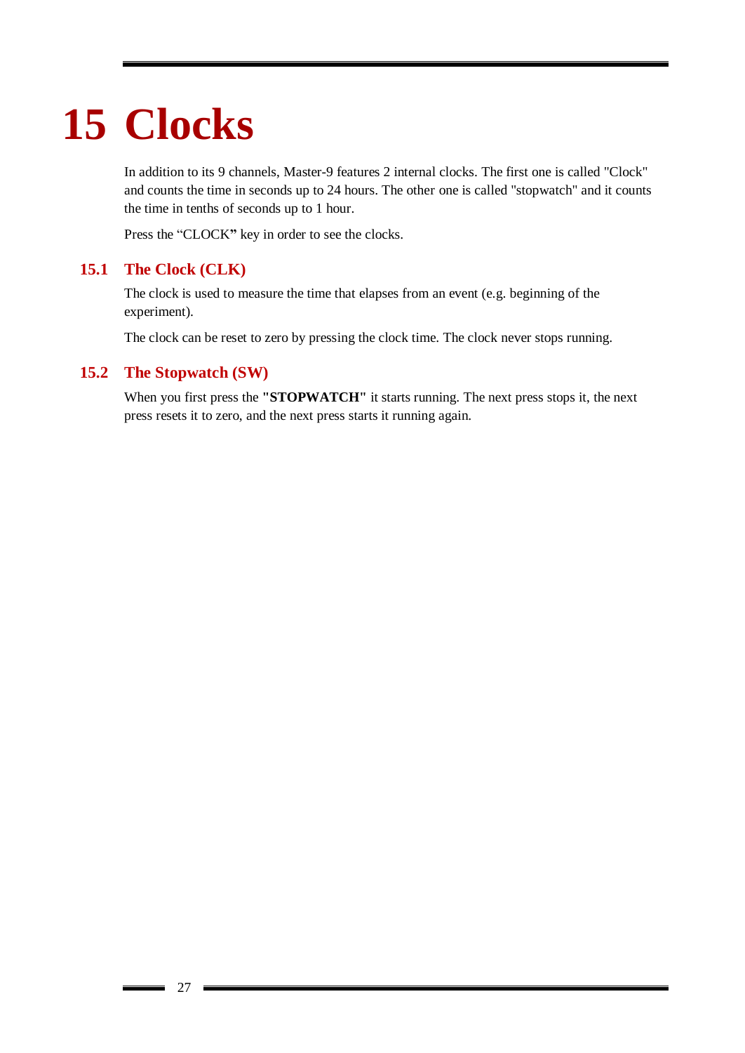# 15 Clocks

In addition to its 9 channels, Master-9 features 2 internal clocks. The first one is called "Clock" and counts the time in seconds up to 24 hours. The other one is called "stopwatch" and it counts the time in tenths of seconds up to 1 hour.

Press the “CLOCK**”** key in order to see the clocks.

## 15.1 The Clock (CLK)

The clock is used to measure the time that elapses from an event (e.g. beginning of the experiment).

The clock can be reset to zero by pressing the clock time. The clock never stops running.

## 15.2 The Stopwatch (SW)

When you first press the **"STOPWATCH"** it starts running. The next press stops it, the next press resets it to zero, and the next press starts it running again.